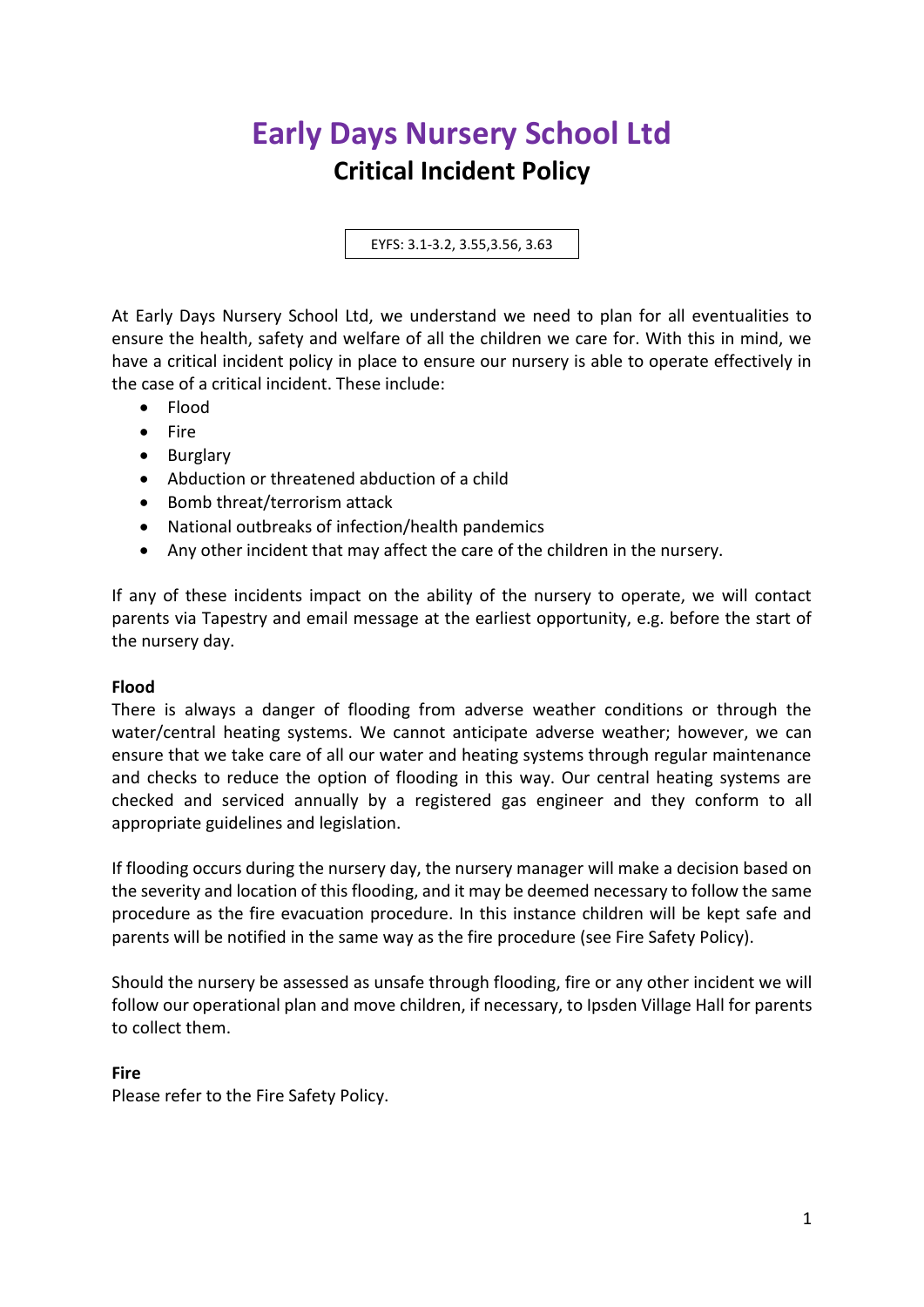# Early Days Nursery School Ltd

## Critical Incident Policy

EYFS: 3.1-3.2, 3.55,3.56, 3.63

At Early Days Nursery School Ltd, we understand we need to plan for all eventualities to ensure the health, safety and welfare of all the children we care for. With this in mind, we have a critical incident policy in place to ensure our nursery is able to operate effectively in the case of a critical incident. These include:

- Flood
- Fire
- Burglary
- Abduction or threatened abduction of a child
- Bomb threat/terrorism attack
- National outbreaks of infection/health pandemics
- Any other incident that may affect the care of the children in the nursery.

If any of these incidents impact on the ability of the nursery to operate, we will contact parents via Tapestry and email message at the earliest opportunity, e.g. before the start of the nursery day.

**Flood**

There is always a danger of flooding from adverse weather conditions or through the water/central heating systems. We cannot anticipate adverse weather; however, we can ensure that we take care of all our water and heating systems through regular maintenance and checks to reduce the option of flooding in this way. Our central heating systems are checked and serviced annually by a registered gas engineer and they conform to all appropriate guidelines and legislation.

If flooding occurs during the nursery day, the nursery manager will make a decision based on the severity and location of this flooding, and it may be deemed necessary to follow the same procedure as the fire evacuation procedure. In this instance children will be kept safe and parents will be notified in the same way as the fire procedure (see Fire Safety Policy).

Should the nursery be assessed as unsafe through flooding, fire or any other incident we will follow our operational plan and move children, if necessary, to Ipsden Village Hall for parents to collect them.

**Fire**

Please refer to the Fire Safety Policy.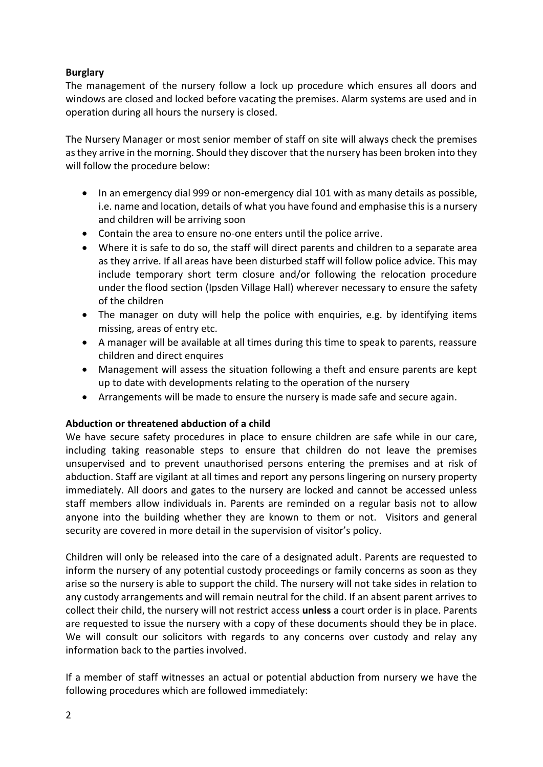**Burglary**

The management of the nursery follow a lock up procedure which ensures all doors and windows are closed and locked before vacating the premises. Alarm systems are used and in operation during all hours the nursery is closed.

The Nursery Manager or most senior member of staff on site will always check the premises as they arrive in the morning. Should they discover that the nursery has been broken into they will follow the procedure below:

- In an emergency dial 999 or non-emergency dial 101 with as many details as possible, i.e. name and location, details of what you have found and emphasise this is a nursery and children will be arriving soon
- Contain the area to ensure no-one enters until the police arrive.
- Where it is safe to do so, the staff will direct parents and children to a separate area as they arrive. If all areas have been disturbed staff will follow police advice. This may include temporary short term closure and/or following the relocation procedure under the flood section (Ipsden Village Hall) wherever necessary to ensure the safety of the children
- The manager on duty will help the police with enquiries, e.g. by identifying items missing, areas of entry etc.
- A manager will be available at all times during this time to speak to parents, reassure children and direct enquires
- Management will assess the situation following a theft and ensure parents are kept up to date with developments relating to the operation of the nursery
- Arrangements will be made to ensure the nursery is made safe and secure again.

**Abduction or threatened abduction of a child**

We have secure safety procedures in place to ensure children are safe while in our care, including taking reasonable steps to ensure that children do not leave the premises unsupervised and to prevent unauthorised persons entering the premises and at risk of abduction. Staff are vigilant at all times and report any persons lingering on nursery property immediately. All doors and gates to the nursery are locked and cannot be accessed unless staff members allow individuals in. Parents are reminded on a regular basis not to allow anyone into the building whether they are known to them or not. Visitors and general security are covered in more detail in the supervision of visitor's policy.

Children will only be released into the care of a designated adult. Parents are requested to inform the nursery of any potential custody proceedings or family concerns as soon as they arise so the nursery is able to support the child. The nursery will not take sides in relation to any custody arrangements and will remain neutral for the child. If an absent parent arrives to collect their child, the nursery will not restrict access **unless** a court order is in place. Parents are requested to issue the nursery with a copy of these documents should they be in place. We will consult our solicitors with regards to any concerns over custody and relay any information back to the parties involved.

If a member of staff witnesses an actual or potential abduction from nursery we have the following procedures which are followed immediately: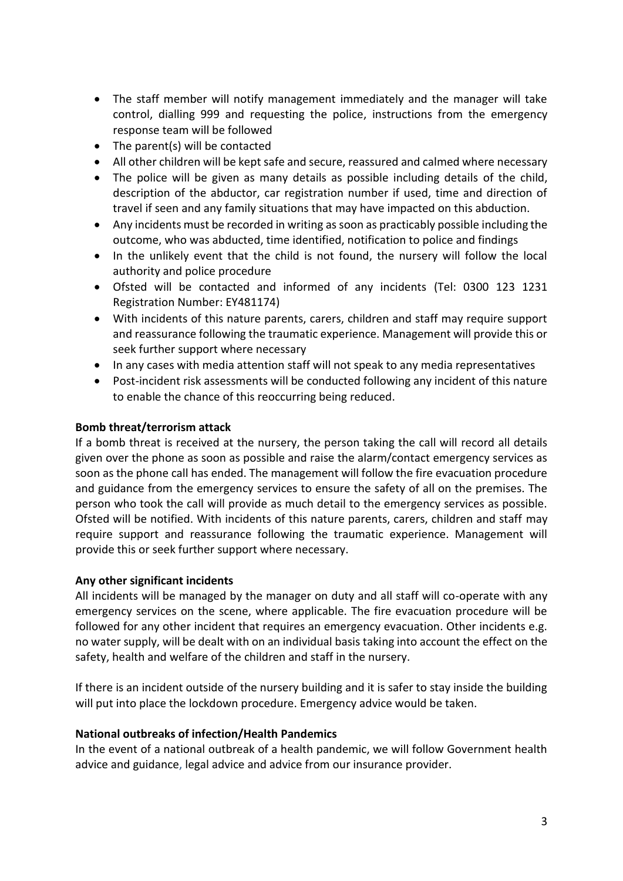- The staff member will notify management immediately and the manager will take control, dialling 999 and requesting the police, instructions from the emergency response team will be followed
- The parent(s) will be contacted
- All other children will be kept safe and secure, reassured and calmed where necessary
- The police will be given as many details as possible including details of the child, description of the abductor, car registration number if used, time and direction of travel if seen and any family situations that may have impacted on this abduction.
- Any incidents must be recorded in writing as soon as practicably possible including the outcome, who was abducted, time identified, notification to police and findings
- In the unlikely event that the child is not found, the nursery will follow the local authority and police procedure
- Ofsted will be contacted and informed of any incidents (Tel: 0300 123 1231 Registration Number: EY481174)
- With incidents of this nature parents, carers, children and staff may require support and reassurance following the traumatic experience. Management will provide this or seek further support where necessary
- In any cases with media attention staff will not speak to any media representatives
- Post-incident risk assessments will be conducted following any incident of this nature to enable the chance of this reoccurring being reduced.

**Bomb threat/terrorism attack**

If a bomb threat is received at the nursery, the person taking the call will record all details given over the phone as soon as possible and raise the alarm/contact emergency services as soon as the phone call has ended. The management will follow the fire evacuation procedure and guidance from the emergency services to ensure the safety of all on the premises. The person who took the call will provide as much detail to the emergency services as possible. Ofsted will be notified. With incidents of this nature parents, carers, children and staff may require support and reassurance following the traumatic experience. Management will provide this or seek further support where necessary.

**Any other significant incidents**

All incidents will be managed by the manager on duty and all staff will co-operate with any emergency services on the scene, where applicable. The fire evacuation procedure will be followed for any other incident that requires an emergency evacuation. Other incidents e.g. no water supply, will be dealt with on an individual basis taking into account the effect on the safety, health and welfare of the children and staff in the nursery.

If there is an incident outside of the nursery building and it is safer to stay inside the building will put into place the lockdown procedure. Emergency advice would be taken.

**National outbreaks of infection/Health Pandemics**

In the event of a national outbreak of a health pandemic, we will follow Government health advice and guidance, legal advice and advice from our insurance provider.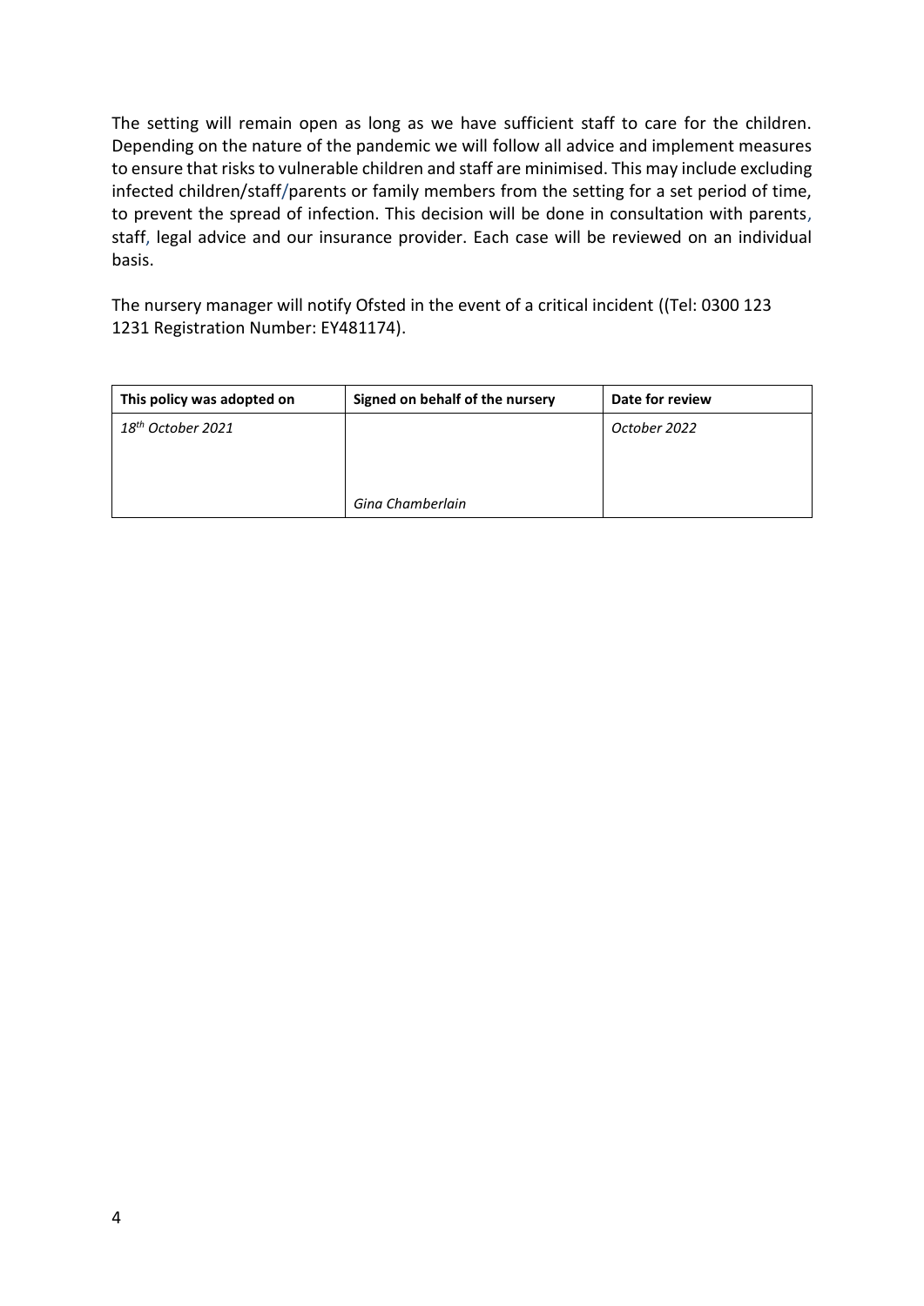The setting will remain open as long as we have sufficient staff to care for the children. Depending on the nature of the pandemic we will follow all advice and implement measures to ensure that risks to vulnerable children and staff are minimised. This may include excluding infected children/staff/parents or family members from the setting for a set period of time, to prevent the spread of infection. This decision will be done in consultation with parents, staff, legal advice and our insurance provider. Each case will be reviewed on an individual basis.

The nursery manager will notify Ofsted in the event of a critical incident ((Tel: 0300 123 1231 Registration Number: EY481174).

| This policy was adopted on | Signed on behalf of the nursery | Date for review |
|---|---|---|
| *18th October 2021* | *Gina Chamberlain* | *October 2022* |